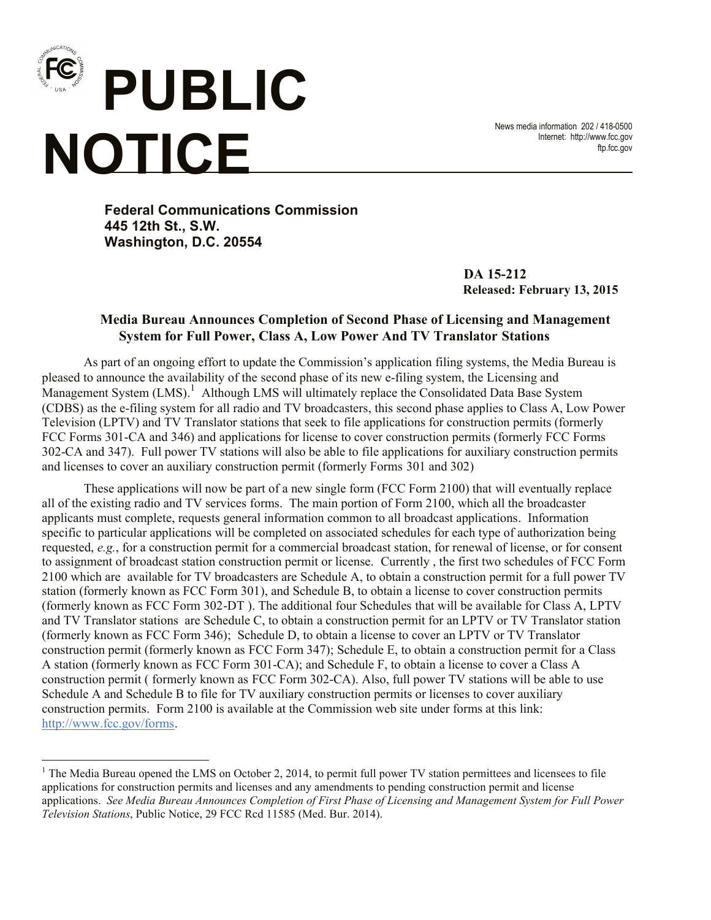# PUBLIC NOTICE

News media information 202 / 418-0500
Internet: http://www.fcc.gov
ftp.fcc.gov

**Federal Communications Commission**
**445 12th St., S.W.**
**Washington, D.C. 20554**

**DA 15-212**
**Released: February 13, 2015**

## Media Bureau Announces Completion of Second Phase of Licensing and Management System for Full Power, Class A, Low Power And TV Translator Stations

As part of an ongoing effort to update the Commission's application filing systems, the Media Bureau is pleased to announce the availability of the second phase of its new e-filing system, the Licensing and Management System (LMS).[1] Although LMS will ultimately replace the Consolidated Data Base System (CDBS) as the e-filing system for all radio and TV broadcasters, this second phase applies to Class A, Low Power Television (LPTV) and TV Translator stations that seek to file applications for construction permits (formerly FCC Forms 301-CA and 346) and applications for license to cover construction permits (formerly FCC Forms 302-CA and 347). Full power TV stations will also be able to file applications for auxiliary construction permits and licenses to cover an auxiliary construction permit (formerly Forms 301 and 302)

These applications will now be part of a new single form (FCC Form 2100) that will eventually replace all of the existing radio and TV services forms. The main portion of Form 2100, which all the broadcaster applicants must complete, requests general information common to all broadcast applications. Information specific to particular applications will be completed on associated schedules for each type of authorization being requested, *e.g.*, for a construction permit for a commercial broadcast station, for renewal of license, or for consent to assignment of broadcast station construction permit or license. Currently , the first two schedules of FCC Form 2100 which are available for TV broadcasters are Schedule A, to obtain a construction permit for a full power TV station (formerly known as FCC Form 301), and Schedule B, to obtain a license to cover construction permits (formerly known as FCC Form 302-DT ). The additional four Schedules that will be available for Class A, LPTV and TV Translator stations are Schedule C, to obtain a construction permit for an LPTV or TV Translator station (formerly known as FCC Form 346); Schedule D, to obtain a license to cover an LPTV or TV Translator construction permit (formerly known as FCC Form 347); Schedule E, to obtain a construction permit for a Class A station (formerly known as FCC Form 301-CA); and Schedule F, to obtain a license to cover a Class A construction permit ( formerly known as FCC Form 302-CA). Also, full power TV stations will be able to use Schedule A and Schedule B to file for TV auxiliary construction permits or licenses to cover auxiliary construction permits. Form 2100 is available at the Commission web site under forms at this link: http://www.fcc.gov/forms.

[1] The Media Bureau opened the LMS on October 2, 2014, to permit full power TV station permittees and licensees to file applications for construction permits and licenses and any amendments to pending construction permit and license applications. *See Media Bureau Announces Completion of First Phase of Licensing and Management System for Full Power Television Stations*, Public Notice, 29 FCC Rcd 11585 (Med. Bur. 2014).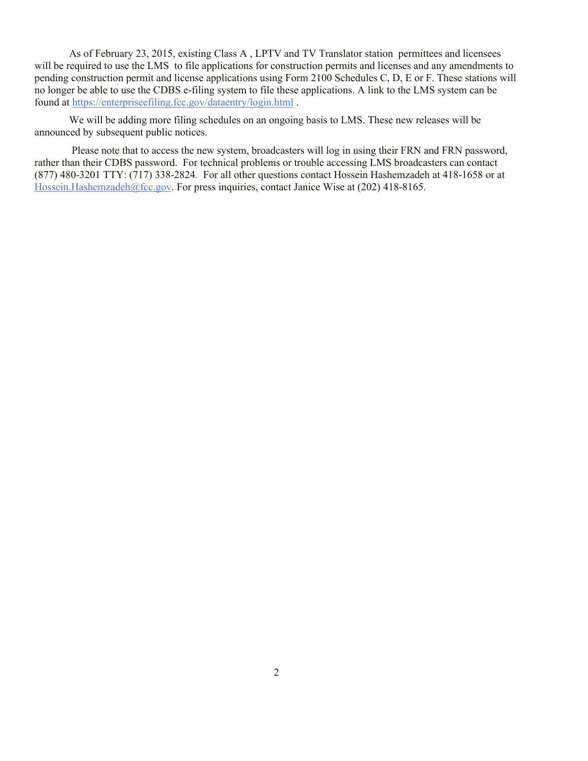As of February 23, 2015, existing Class A , LPTV and TV Translator station permittees and licensees will be required to use the LMS to file applications for construction permits and licenses and any amendments to pending construction permit and license applications using Form 2100 Schedules C, D, E or F. These stations will no longer be able to use the CDBS e-filing system to file these applications. A link to the LMS system can be found at https://enterprisefiling.fcc.gov/dataentry/login.html .

We will be adding more filing schedules on an ongoing basis to LMS. These new releases will be announced by subsequent public notices.

Please note that to access the new system, broadcasters will log in using their FRN and FRN password, rather than their CDBS password. For technical problems or trouble accessing LMS broadcasters can contact (877) 480-3201 TTY: (717) 338-2824. For all other questions contact Hossein Hashemzadeh at 418-1658 or at Hossein.Hashemzadeh@fcc.gov. For press inquiries, contact Janice Wise at (202) 418-8165.